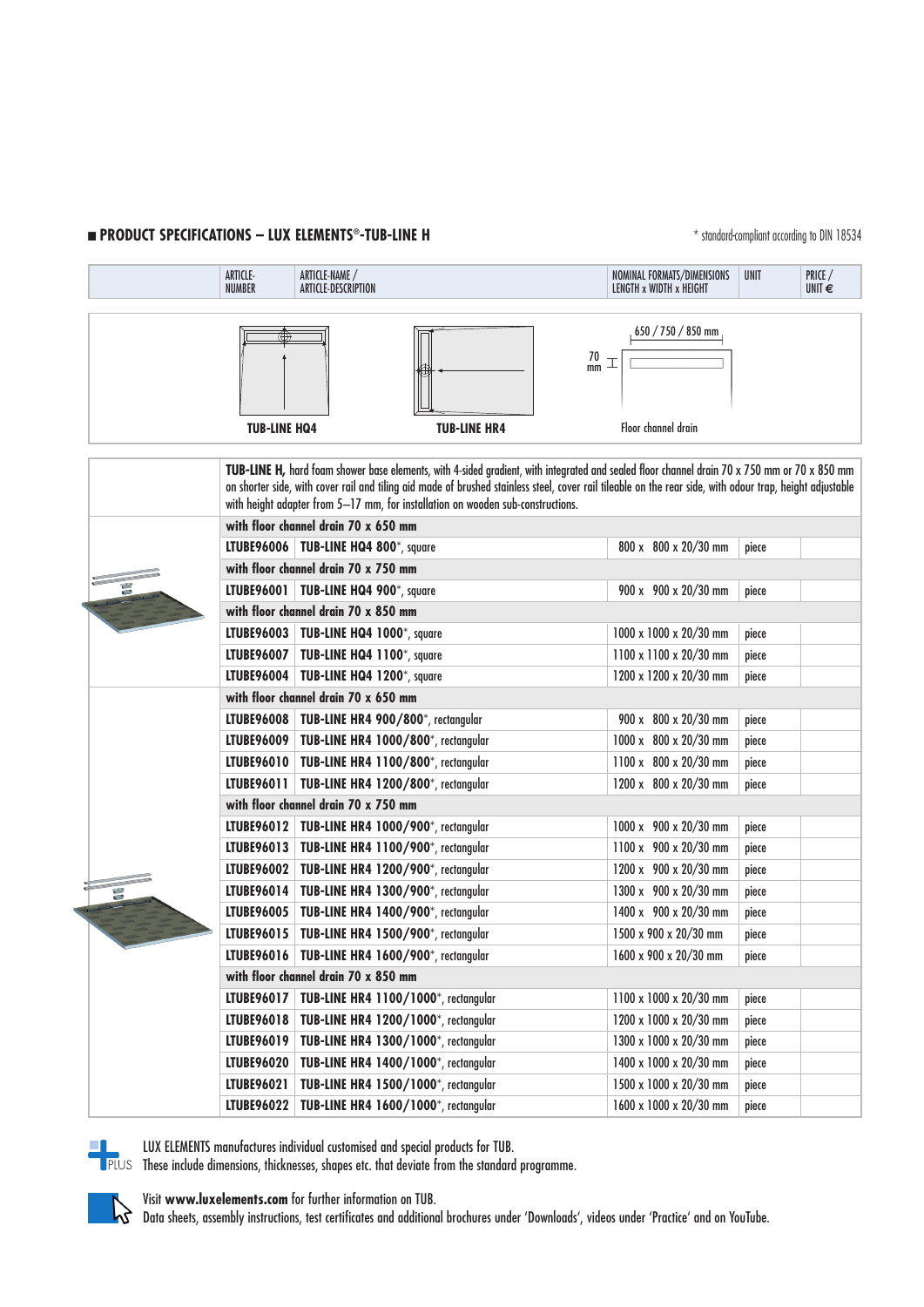## ■ PRODUCT SPECIFICATIONS – LUX ELEMENTS®-TUB-LINE H

\* standard-compliant according to DIN 18534

TUB-LINE HQ4 TUB-LINE HR4

650 / 750 / 850 mm

70 mm

Floor channel drain

| ARTICLE-NUMBER | ARTICLE-NAME / ARTICLE-DESCRIPTION | NOMINAL FORMATS/DIMENSIONS LENGTH x WIDTH x HEIGHT | UNIT | PRICE / UNIT € |
|---|---|---|---|---|
| | **TUB-LINE H,** hard foam shower base elements, with 4-sided gradient, with integrated and sealed floor channel drain 70 x 750 mm or 70 x 850 mm on shorter side, with cover rail and tiling aid made of brushed stainless steel, cover rail tileable on the rear side, with odour trap, height adjustable with height adapter from 5–17 mm, for installation on wooden sub-constructions. | | | |
| | **with floor channel drain 70 x 650 mm** | | | |
| **LTUBE96006** | **TUB-LINE HQ4 800**\*, square | 800 x 800 x 20/30 mm | piece | |
| | **with floor channel drain 70 x 750 mm** | | | |
| **LTUBE96001** | **TUB-LINE HQ4 900**\*, square | 900 x 900 x 20/30 mm | piece | |
| | **with floor channel drain 70 x 850 mm** | | | |
| **LTUBE96003** | **TUB-LINE HQ4 1000**\*, square | 1000 x 1000 x 20/30 mm | piece | |
| **LTUBE96007** | **TUB-LINE HQ4 1100**\*, square | 1100 x 1100 x 20/30 mm | piece | |
| **LTUBE96004** | **TUB-LINE HQ4 1200**\*, square | 1200 x 1200 x 20/30 mm | piece | |
| | **with floor channel drain 70 x 650 mm** | | | |
| **LTUBE96008** | **TUB-LINE HR4 900/800**\*, rectangular | 900 x 800 x 20/30 mm | piece | |
| **LTUBE96009** | **TUB-LINE HR4 1000/800**\*, rectangular | 1000 x 800 x 20/30 mm | piece | |
| **LTUBE96010** | **TUB-LINE HR4 1100/800**\*, rectangular | 1100 x 800 x 20/30 mm | piece | |
| **LTUBE96011** | **TUB-LINE HR4 1200/800**\*, rectangular | 1200 x 800 x 20/30 mm | piece | |
| | **with floor channel drain 70 x 750 mm** | | | |
| **LTUBE96012** | **TUB-LINE HR4 1000/900**\*, rectangular | 1000 x 900 x 20/30 mm | piece | |
| **LTUBE96013** | **TUB-LINE HR4 1100/900**\*, rectangular | 1100 x 900 x 20/30 mm | piece | |
| **LTUBE96002** | **TUB-LINE HR4 1200/900**\*, rectangular | 1200 x 900 x 20/30 mm | piece | |
| **LTUBE96014** | **TUB-LINE HR4 1300/900**\*, rectangular | 1300 x 900 x 20/30 mm | piece | |
| **LTUBE96005** | **TUB-LINE HR4 1400/900**\*, rectangular | 1400 x 900 x 20/30 mm | piece | |
| **LTUBE96015** | **TUB-LINE HR4 1500/900**\*, rectangular | 1500 x 900 x 20/30 mm | piece | |
| **LTUBE96016** | **TUB-LINE HR4 1600/900**\*, rectangular | 1600 x 900 x 20/30 mm | piece | |
| | **with floor channel drain 70 x 850 mm** | | | |
| **LTUBE96017** | **TUB-LINE HR4 1100/1000**\*, rectangular | 1100 x 1000 x 20/30 mm | piece | |
| **LTUBE96018** | **TUB-LINE HR4 1200/1000**\*, rectangular | 1200 x 1000 x 20/30 mm | piece | |
| **LTUBE96019** | **TUB-LINE HR4 1300/1000**\*, rectangular | 1300 x 1000 x 20/30 mm | piece | |
| **LTUBE96020** | **TUB-LINE HR4 1400/1000**\*, rectangular | 1400 x 1000 x 20/30 mm | piece | |
| **LTUBE96021** | **TUB-LINE HR4 1500/1000**\*, rectangular | 1500 x 1000 x 20/30 mm | piece | |
| **LTUBE96022** | **TUB-LINE HR4 1600/1000**\*, rectangular | 1600 x 1000 x 20/30 mm | piece | |

PLUS

LUX ELEMENTS manufactures individual customised and special products for TUB.
These include dimensions, thicknesses, shapes etc. that deviate from the standard programme.

Visit **www.luxelements.com** for further information on TUB.
Data sheets, assembly instructions, test certificates and additional brochures under 'Downloads', videos under 'Practice' and on YouTube.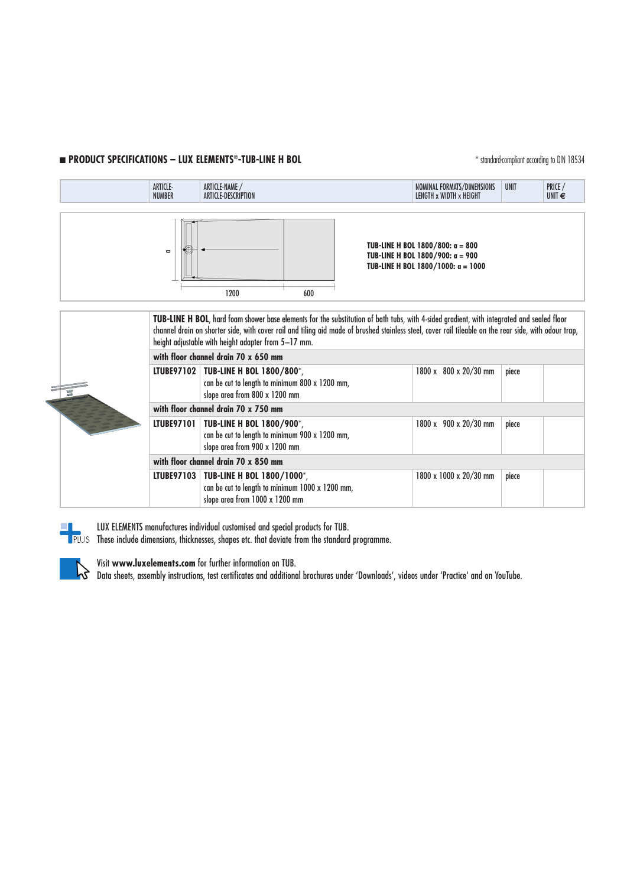## ■ PRODUCT SPECIFICATIONS – LUX ELEMENTS®-TUB-LINE H BOL

\* standard-compliant according to DIN 18534

a

1200

600

**TUB-LINE H BOL 1800/800: a = 800**
**TUB-LINE H BOL 1800/900: a = 900**
**TUB-LINE H BOL 1800/1000: a = 1000**

| ARTICLE-NUMBER | ARTICLE-NAME / ARTICLE-DESCRIPTION | NOMINAL FORMATS/DIMENSIONS LENGTH x WIDTH x HEIGHT | UNIT | PRICE / UNIT € |
|---|---|---|---|---|
| | **TUB-LINE H BOL**, hard foam shower base elements for the substitution of bath tubs, with 4-sided gradient, with integrated and sealed floor channel drain on shorter side, with cover rail and tiling aid made of brushed stainless steel, cover rail tileable on the rear side, with odour trap, height adjustable with height adapter from 5–17 mm. | | | |
| | **with floor channel drain 70 x 650 mm** | | | |
| **LTUBE97102** | **TUB-LINE H BOL 1800/800**\*, can be cut to length to minimum 800 x 1200 mm, slope area from 800 x 1200 mm | 1800 x 800 x 20/30 mm | piece | |
| | **with floor channel drain 70 x 750 mm** | | | |
| **LTUBE97101** | **TUB-LINE H BOL 1800/900**\*, can be cut to length to minimum 900 x 1200 mm, slope area from 900 x 1200 mm | 1800 x 900 x 20/30 mm | piece | |
| | **with floor channel drain 70 x 850 mm** | | | |
| **LTUBE97103** | **TUB-LINE H BOL 1800/1000**\*, can be cut to length to minimum 1000 x 1200 mm, slope area from 1000 x 1200 mm | 1800 x 1000 x 20/30 mm | piece | |

PLUS

LUX ELEMENTS manufactures individual customised and special products for TUB.
These include dimensions, thicknesses, shapes etc. that deviate from the standard programme.

Visit **www.luxelements.com** for further information on TUB.
Data sheets, assembly instructions, test certificates and additional brochures under 'Downloads', videos under 'Practice' and on YouTube.